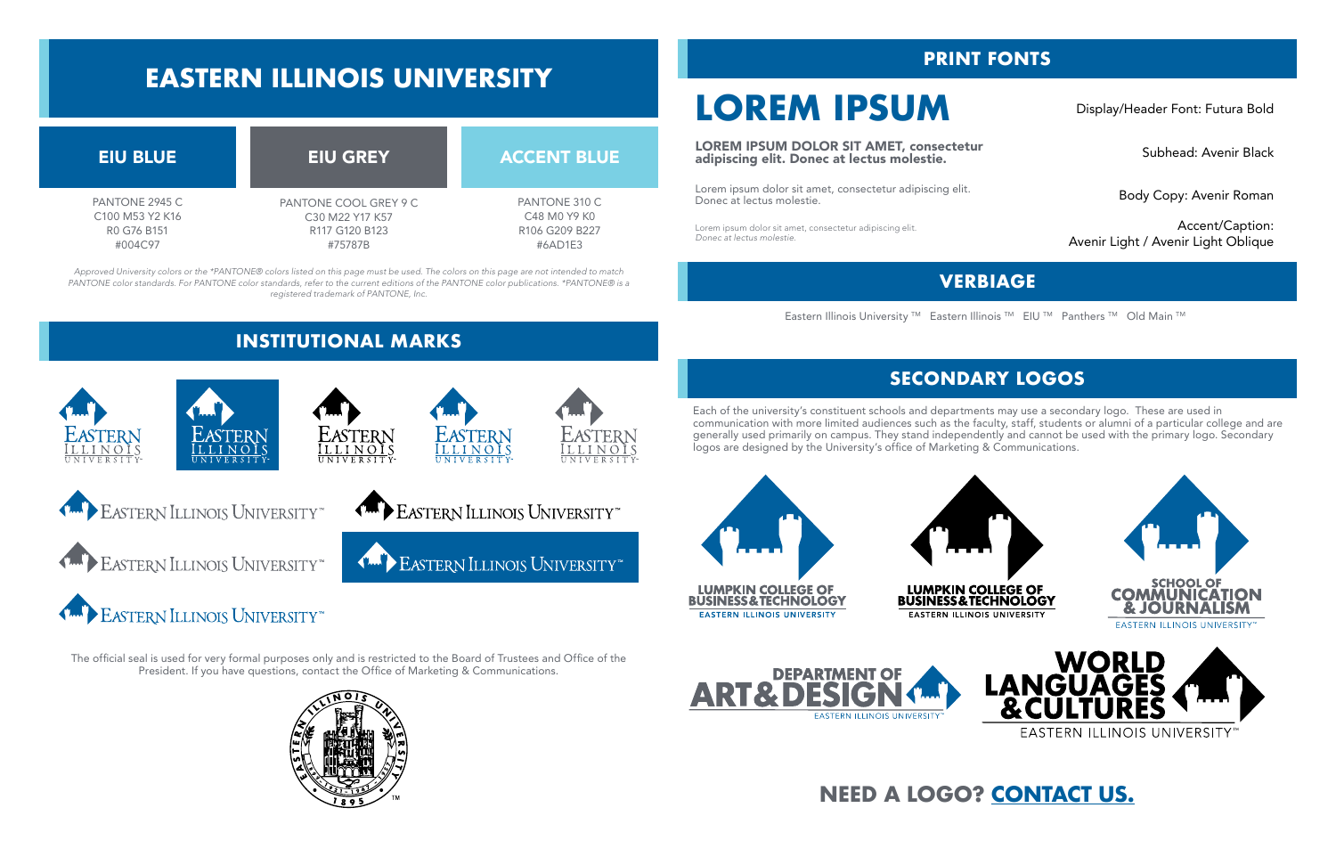# EASTERN ILLINOIS UNIVERSITY

| EIU BLUE | EIU GREY | ACCENT BLUE |
|---|---|---|
| PANTONE 2945 C | PANTONE COOL GREY 9 C | PANTONE 310 C |
| C100 M53 Y2 K16 | C30 M22 Y17 K57 | C48 M0 Y9 K0 |
| R0 G76 B151 | R117 G120 B123 | R106 G209 B227 |
| #004C97 | #75787B | #6AD1E3 |

*Approved University colors or the *PANTONE® colors listed on this page must be used. The colors on this page are not intended to match PANTONE color standards. For PANTONE color standards, refer to the current editions of the PANTONE color publications. *PANTONE® is a registered trademark of PANTONE, Inc.*

## INSTITUTIONAL MARKS

EASTERN ILLINOIS UNIVERSITY

EASTERN ILLINOIS UNIVERSITY™

The official seal is used for very formal purposes only and is restricted to the Board of Trustees and Office of the President. If you have questions, contact the Office of Marketing & Communications.

## PRINT FONTS

# LOREM IPSUM

Display/Header Font: Futura Bold

**LOREM IPSUM DOLOR SIT AMET, consectetur adipiscing elit. Donec at lectus molestie.**

Subhead: Avenir Black

Lorem ipsum dolor sit amet, consectetur adipiscing elit. Donec at lectus molestie.

Body Copy: Avenir Roman

Lorem ipsum dolor sit amet, consectetur adipiscing elit. *Donec at lectus molestie.*

Accent/Caption: Avenir Light / Avenir Light Oblique

## VERBIAGE

Eastern Illinois University ™ Eastern Illinois ™ EIU ™ Panthers ™ Old Main ™

## SECONDARY LOGOS

Each of the university's constituent schools and departments may use a secondary logo. These are used in communication with more limited audiences such as the faculty, staff, students or alumni of a particular college and are generally used primarily on campus. They stand independently and cannot be used with the primary logo. Secondary logos are designed by the University's office of Marketing & Communications.

LUMPKIN COLLEGE OF BUSINESS & TECHNOLOGY — EASTERN ILLINOIS UNIVERSITY

SCHOOL OF COMMUNICATION & JOURNALISM — EASTERN ILLINOIS UNIVERSITY™

DEPARTMENT OF ART & DESIGN — EASTERN ILLINOIS UNIVERSITY™

WORLD LANGUAGES & CULTURES — EASTERN ILLINOIS UNIVERSITY™

## NEED A LOGO? CONTACT US.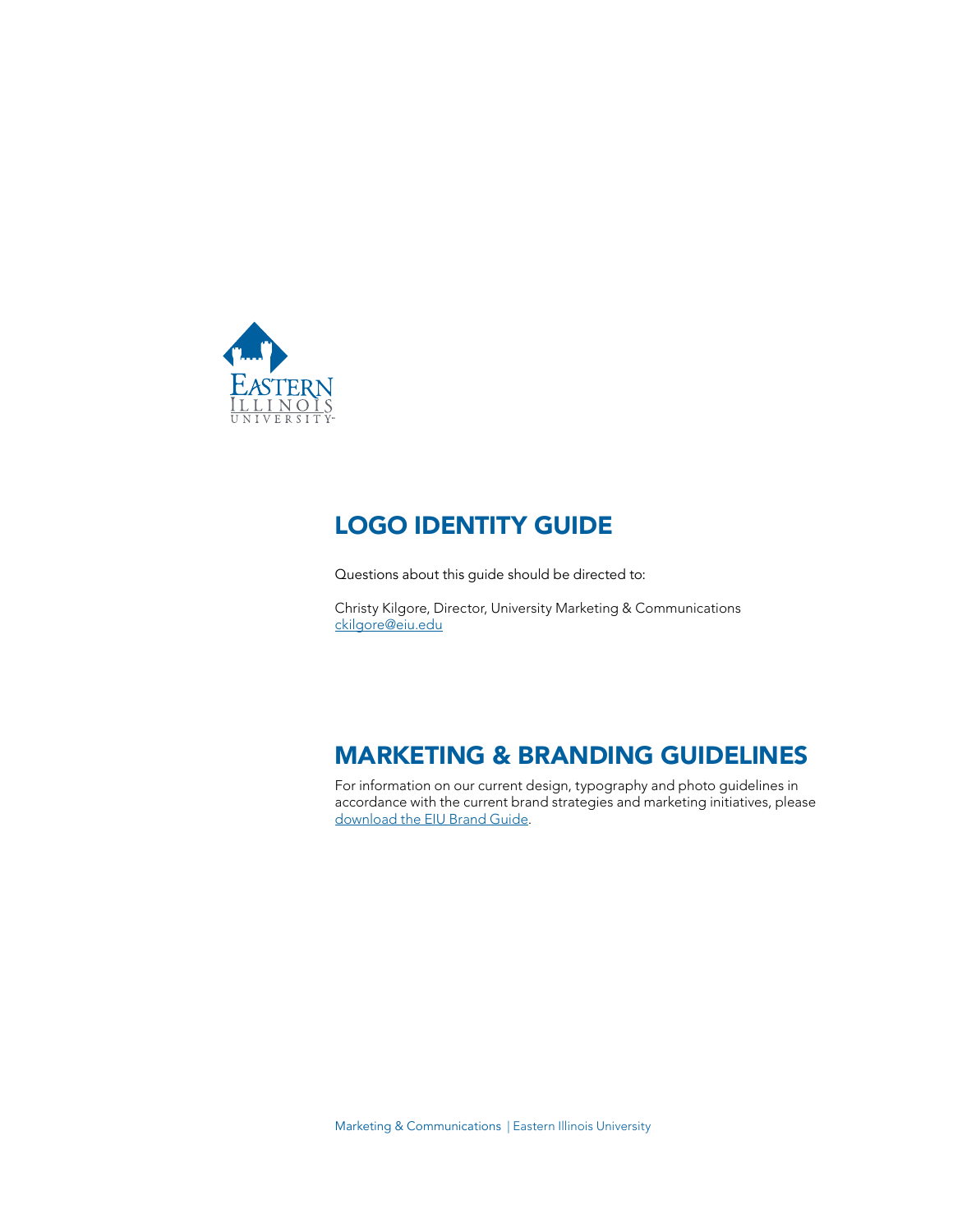## LOGO IDENTITY GUIDE

Questions about this guide should be directed to:

Christy Kilgore, Director, University Marketing & Communications
ckilgore@eiu.edu

## MARKETING & BRANDING GUIDELINES

For information on our current design, typography and photo guidelines in accordance with the current brand strategies and marketing initiatives, please download the EIU Brand Guide.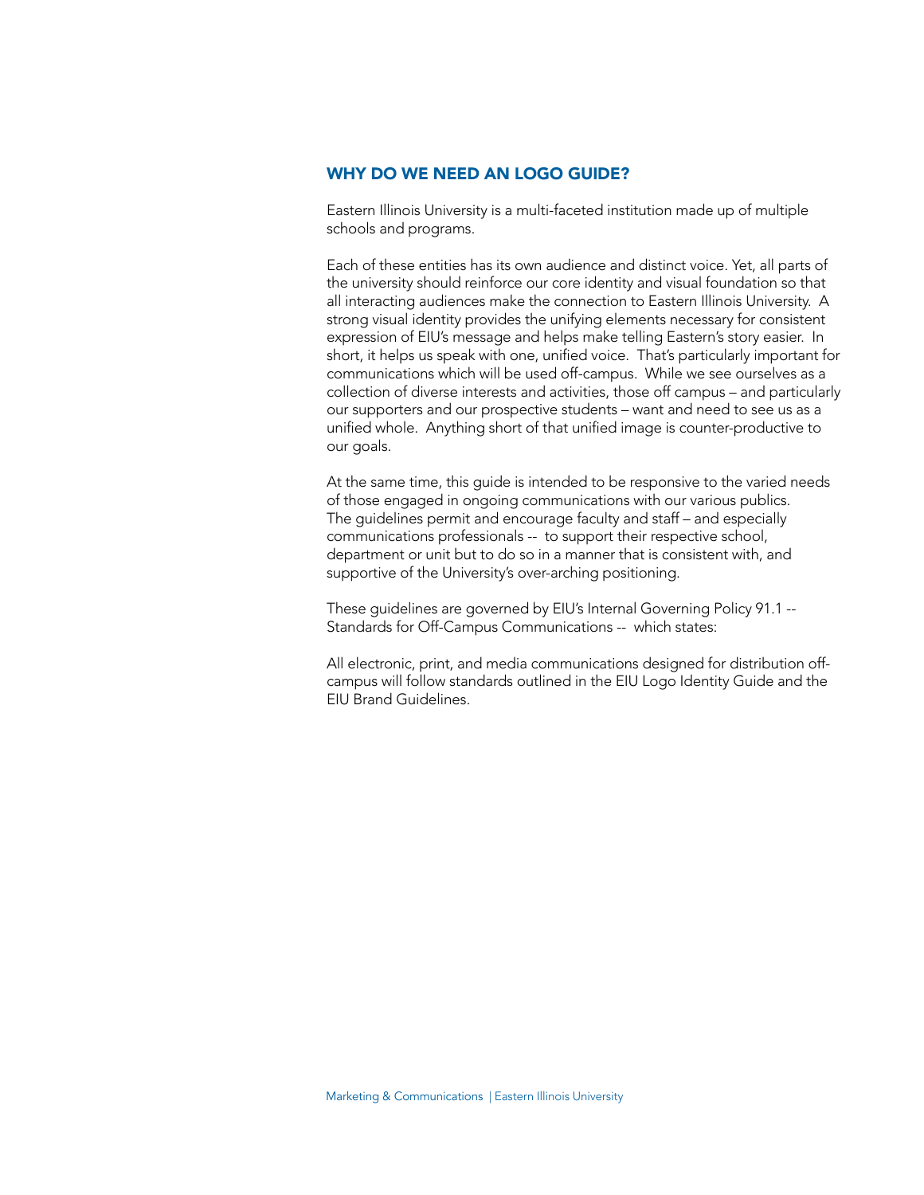## WHY DO WE NEED AN LOGO GUIDE?

Eastern Illinois University is a multi-faceted institution made up of multiple schools and programs.

Each of these entities has its own audience and distinct voice. Yet, all parts of the university should reinforce our core identity and visual foundation so that all interacting audiences make the connection to Eastern Illinois University. A strong visual identity provides the unifying elements necessary for consistent expression of EIU's message and helps make telling Eastern's story easier. In short, it helps us speak with one, unified voice. That's particularly important for communications which will be used off-campus. While we see ourselves as a collection of diverse interests and activities, those off campus – and particularly our supporters and our prospective students – want and need to see us as a unified whole. Anything short of that unified image is counter-productive to our goals.

At the same time, this guide is intended to be responsive to the varied needs of those engaged in ongoing communications with our various publics. The guidelines permit and encourage faculty and staff – and especially communications professionals -- to support their respective school, department or unit but to do so in a manner that is consistent with, and supportive of the University's over-arching positioning.

These guidelines are governed by EIU's Internal Governing Policy 91.1 -- Standards for Off-Campus Communications -- which states:

All electronic, print, and media communications designed for distribution off-campus will follow standards outlined in the EIU Logo Identity Guide and the EIU Brand Guidelines.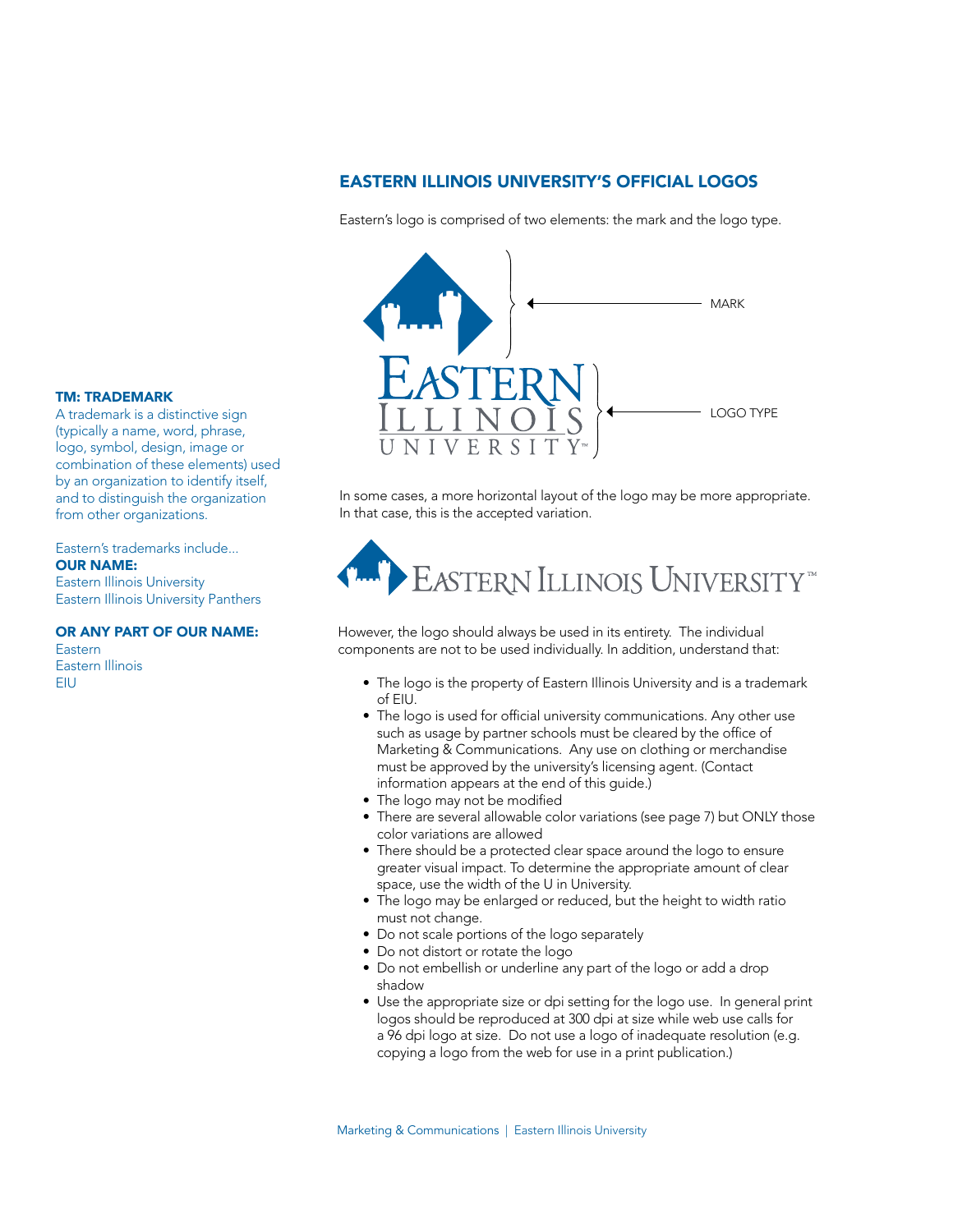## EASTERN ILLINOIS UNIVERSITY'S OFFICIAL LOGOS

Eastern's logo is comprised of two elements: the mark and the logo type.

MARK

LOGO TYPE

In some cases, a more horizontal layout of the logo may be more appropriate. In that case, this is the accepted variation.

However, the logo should always be used in its entirety. The individual components are not to be used individually. In addition, understand that:

- The logo is the property of Eastern Illinois University and is a trademark of EIU.
- The logo is used for official university communications. Any other use such as usage by partner schools must be cleared by the office of Marketing & Communications. Any use on clothing or merchandise must be approved by the university's licensing agent. (Contact information appears at the end of this guide.)
- The logo may not be modified
- There are several allowable color variations (see page 7) but ONLY those color variations are allowed
- There should be a protected clear space around the logo to ensure greater visual impact. To determine the appropriate amount of clear space, use the width of the U in University.
- The logo may be enlarged or reduced, but the height to width ratio must not change.
- Do not scale portions of the logo separately
- Do not distort or rotate the logo
- Do not embellish or underline any part of the logo or add a drop shadow
- Use the appropriate size or dpi setting for the logo use. In general print logos should be reproduced at 300 dpi at size while web use calls for a 96 dpi logo at size. Do not use a logo of inadequate resolution (e.g. copying a logo from the web for use in a print publication.)

### TM: TRADEMARK

A trademark is a distinctive sign (typically a name, word, phrase, logo, symbol, design, image or combination of these elements) used by an organization to identify itself, and to distinguish the organization from other organizations.

Eastern's trademarks include...

**OUR NAME:**

Eastern Illinois University
Eastern Illinois University Panthers

**OR ANY PART OF OUR NAME:**

Eastern
Eastern Illinois
EIU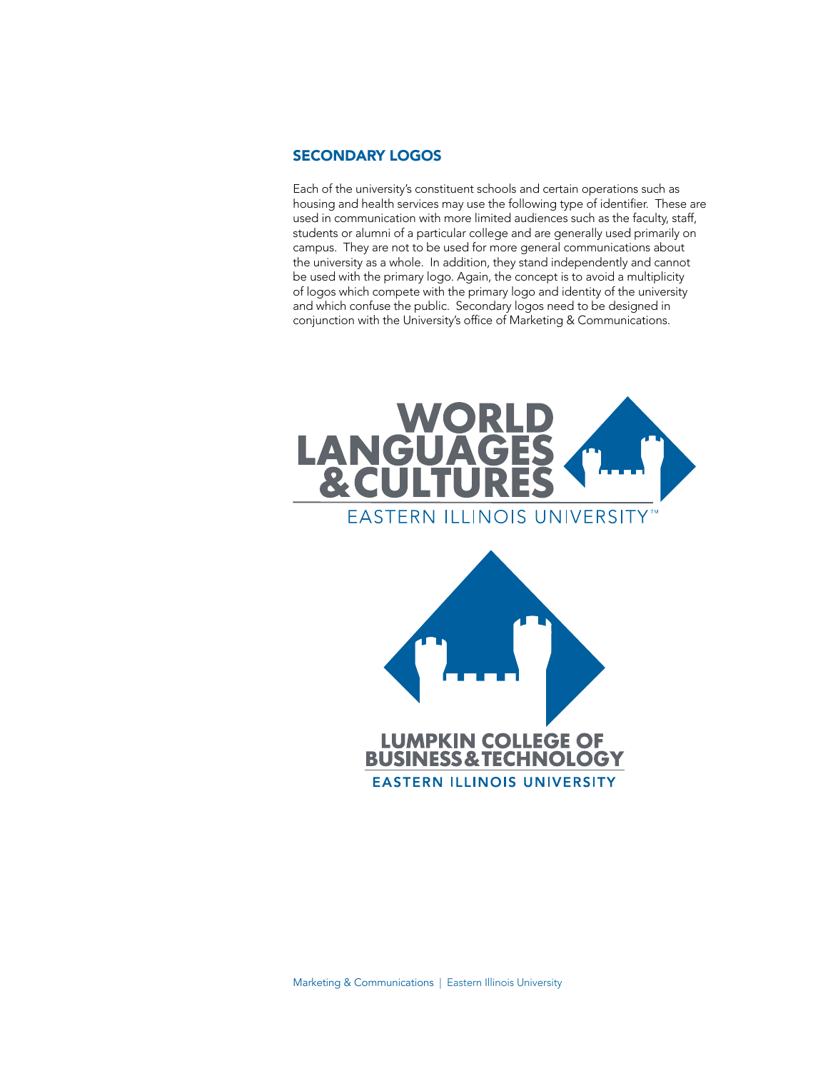## SECONDARY LOGOS

Each of the university's constituent schools and certain operations such as housing and health services may use the following type of identifier. These are used in communication with more limited audiences such as the faculty, staff, students or alumni of a particular college and are generally used primarily on campus. They are not to be used for more general communications about the university as a whole. In addition, they stand independently and cannot be used with the primary logo. Again, the concept is to avoid a multiplicity of logos which compete with the primary logo and identity of the university and which confuse the public. Secondary logos need to be designed in conjunction with the University's office of Marketing & Communications.

WORLD
LANGUAGES
& CULTURES
EASTERN ILLINOIS UNIVERSITY™

LUMPKIN COLLEGE OF
BUSINESS & TECHNOLOGY
EASTERN ILLINOIS UNIVERSITY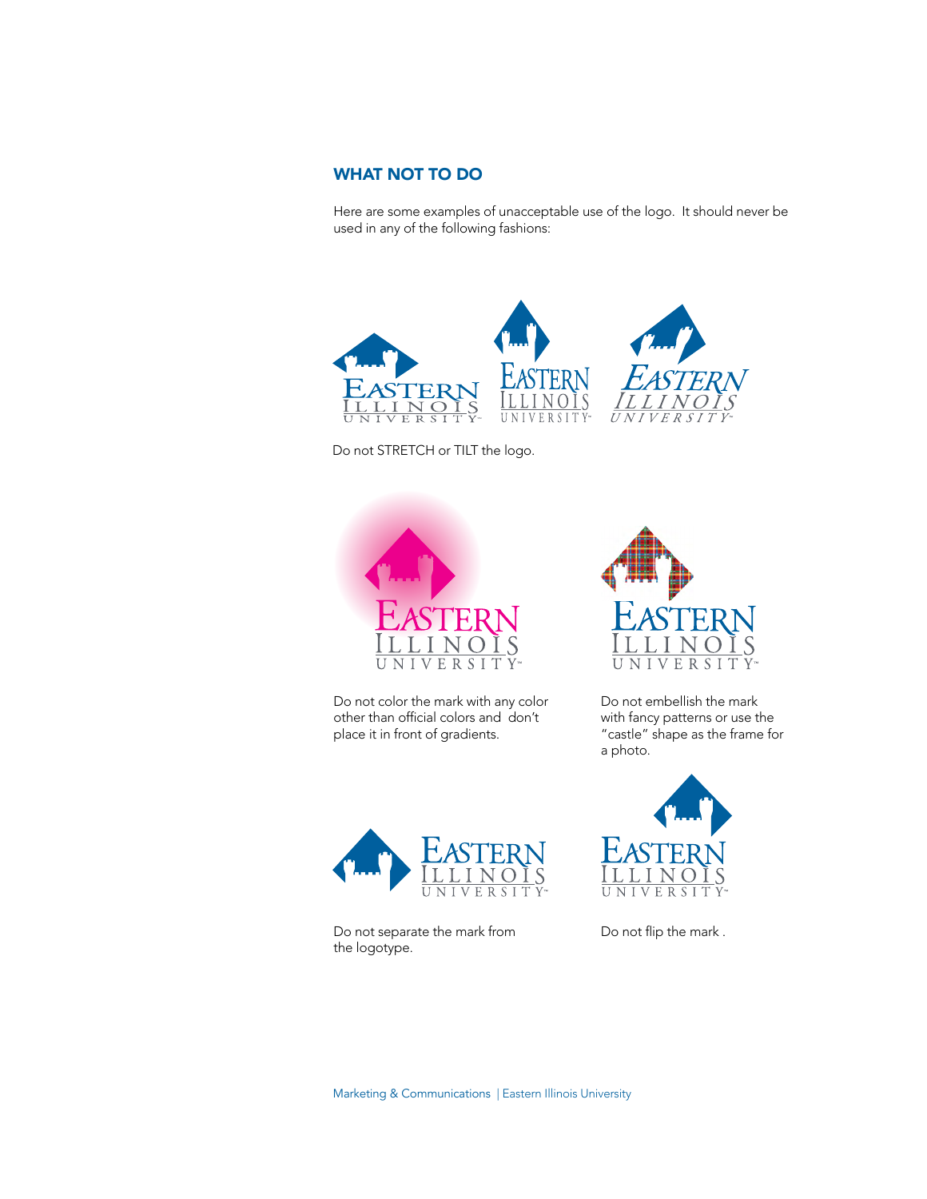## WHAT NOT TO DO

Here are some examples of unacceptable use of the logo. It should never be used in any of the following fashions:

Do not STRETCH or TILT the logo.

Do not color the mark with any color other than official colors and don't place it in front of gradients.

Do not embellish the mark with fancy patterns or use the "castle" shape as the frame for a photo.

Do not separate the mark from the logotype.

Do not flip the mark .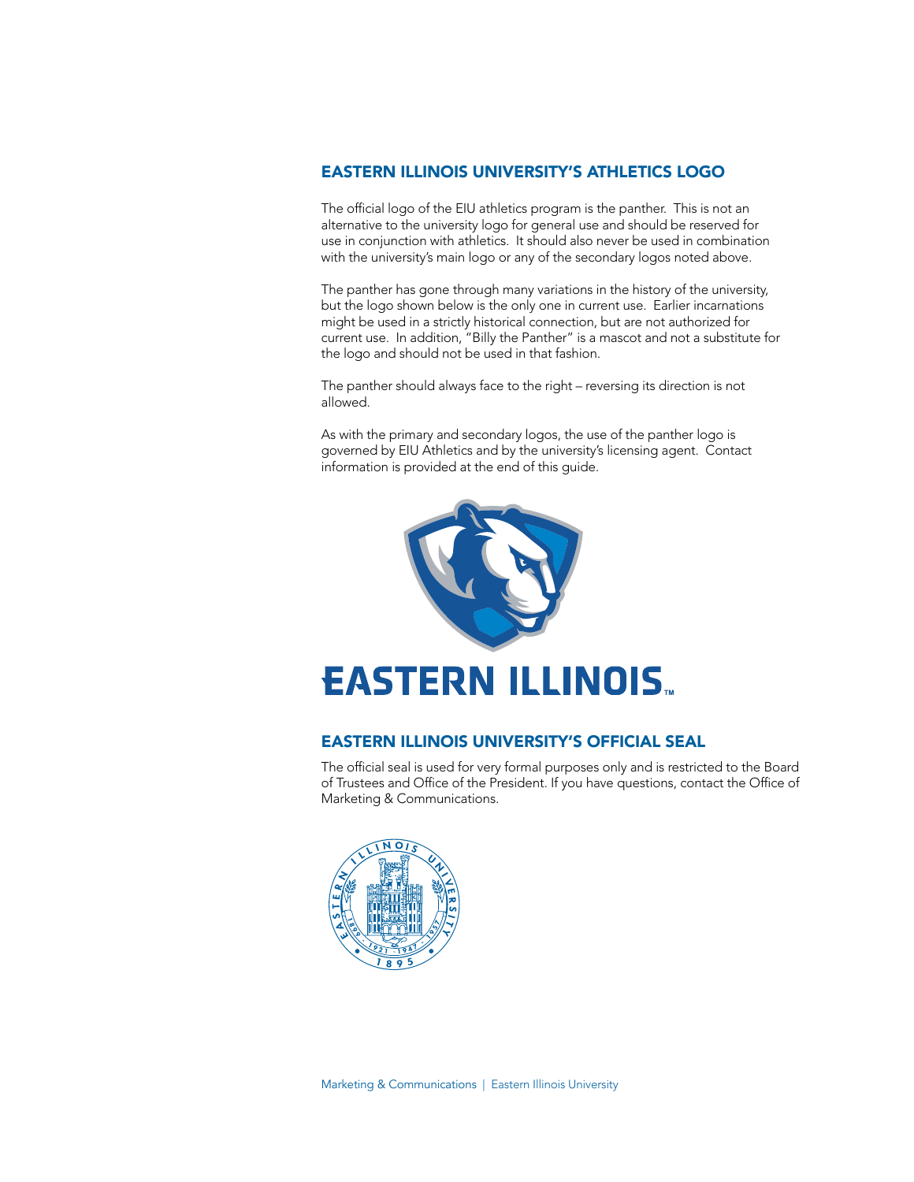## EASTERN ILLINOIS UNIVERSITY'S ATHLETICS LOGO

The official logo of the EIU athletics program is the panther. This is not an alternative to the university logo for general use and should be reserved for use in conjunction with athletics. It should also never be used in combination with the university's main logo or any of the secondary logos noted above.

The panther has gone through many variations in the history of the university, but the logo shown below is the only one in current use. Earlier incarnations might be used in a strictly historical connection, but are not authorized for current use. In addition, "Billy the Panther" is a mascot and not a substitute for the logo and should not be used in that fashion.

The panther should always face to the right – reversing its direction is not allowed.

As with the primary and secondary logos, the use of the panther logo is governed by EIU Athletics and by the university's licensing agent. Contact information is provided at the end of this guide.

EASTERN ILLINOIS™

## EASTERN ILLINOIS UNIVERSITY'S OFFICIAL SEAL

The official seal is used for very formal purposes only and is restricted to the Board of Trustees and Office of the President. If you have questions, contact the Office of Marketing & Communications.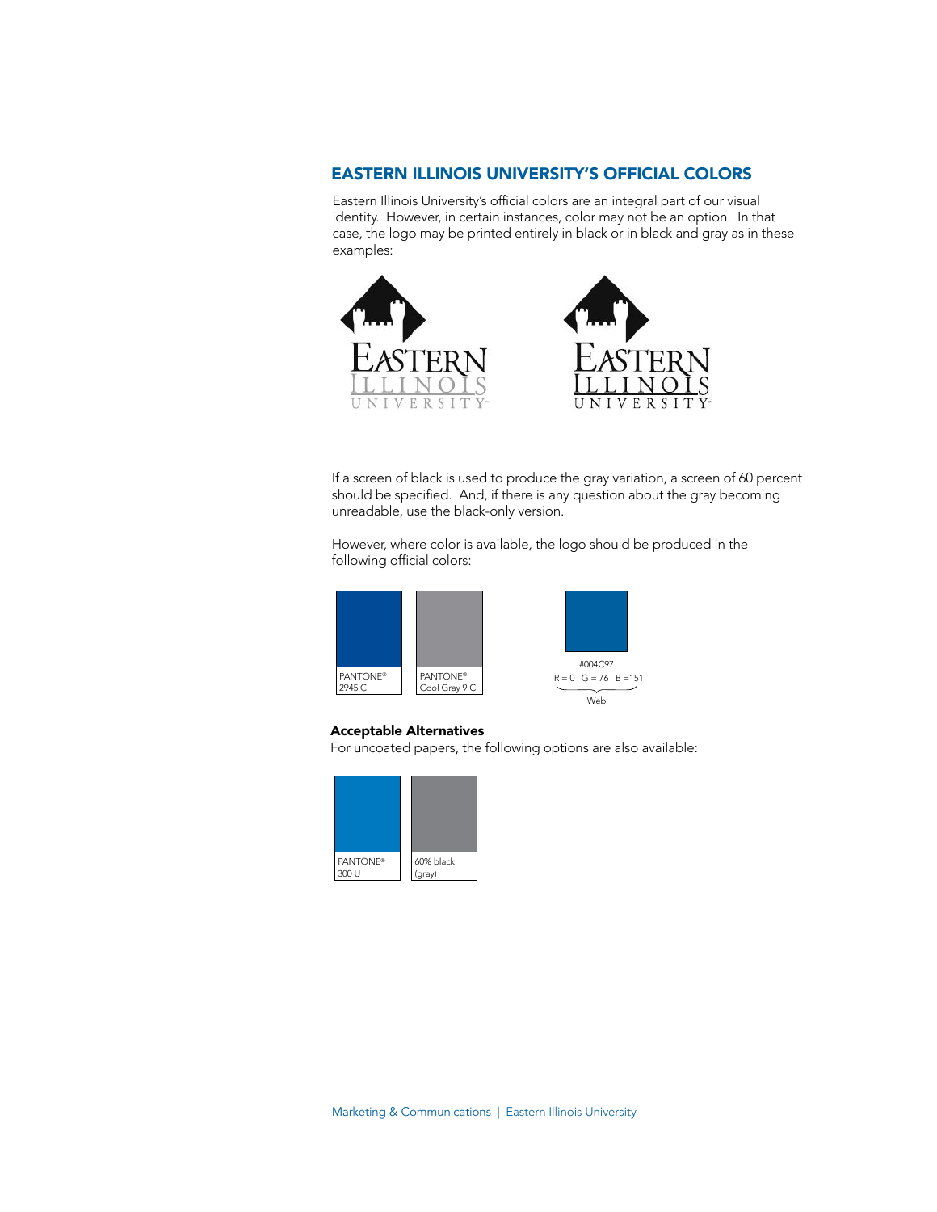## EASTERN ILLINOIS UNIVERSITY'S OFFICIAL COLORS

Eastern Illinois University's official colors are an integral part of our visual identity. However, in certain instances, color may not be an option. In that case, the logo may be printed entirely in black or in black and gray as in these examples:

If a screen of black is used to produce the gray variation, a screen of 60 percent should be specified. And, if there is any question about the gray becoming unreadable, use the black-only version.

However, where color is available, the logo should be produced in the following official colors:

PANTONE® 2945 C

PANTONE® Cool Gray 9 C

#004C97
R = 0 G = 76 B = 151
Web

### Acceptable Alternatives

For uncoated papers, the following options are also available:

PANTONE® 300 U

60% black (gray)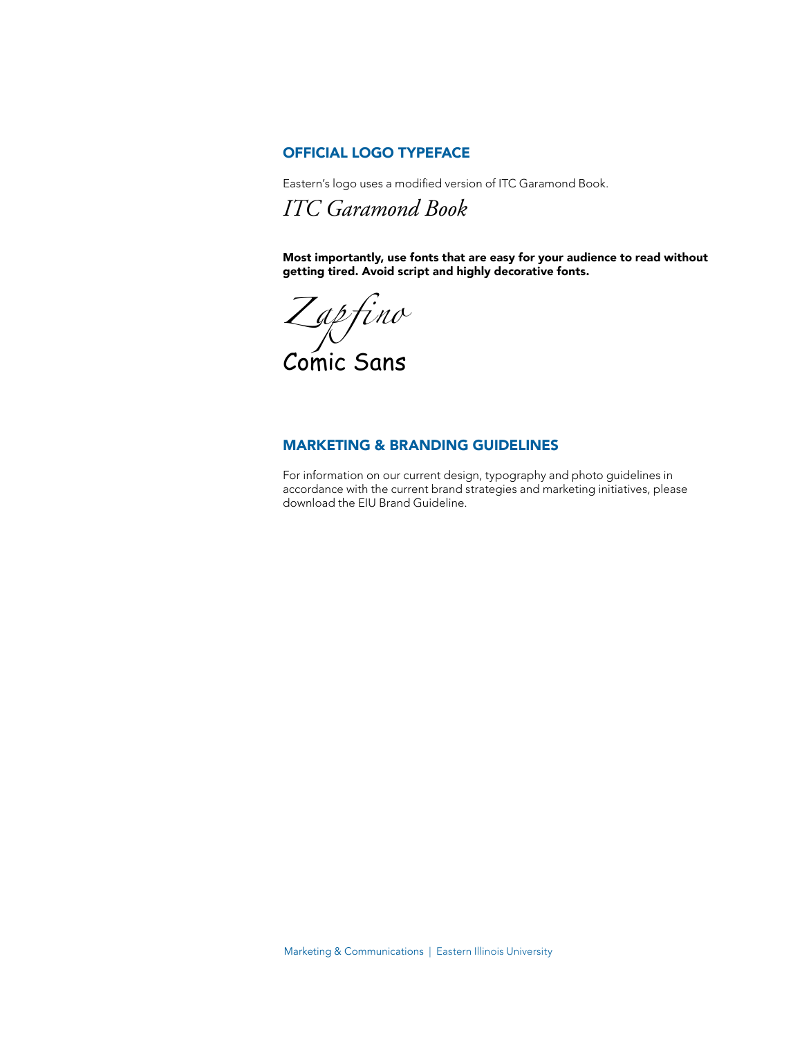## OFFICIAL LOGO TYPEFACE

Eastern's logo uses a modified version of ITC Garamond Book.

*ITC Garamond Book*

**Most importantly, use fonts that are easy for your audience to read without getting tired. Avoid script and highly decorative fonts.**

*Zapfino*

Comic Sans

## MARKETING & BRANDING GUIDELINES

For information on our current design, typography and photo guidelines in accordance with the current brand strategies and marketing initiatives, please download the EIU Brand Guideline.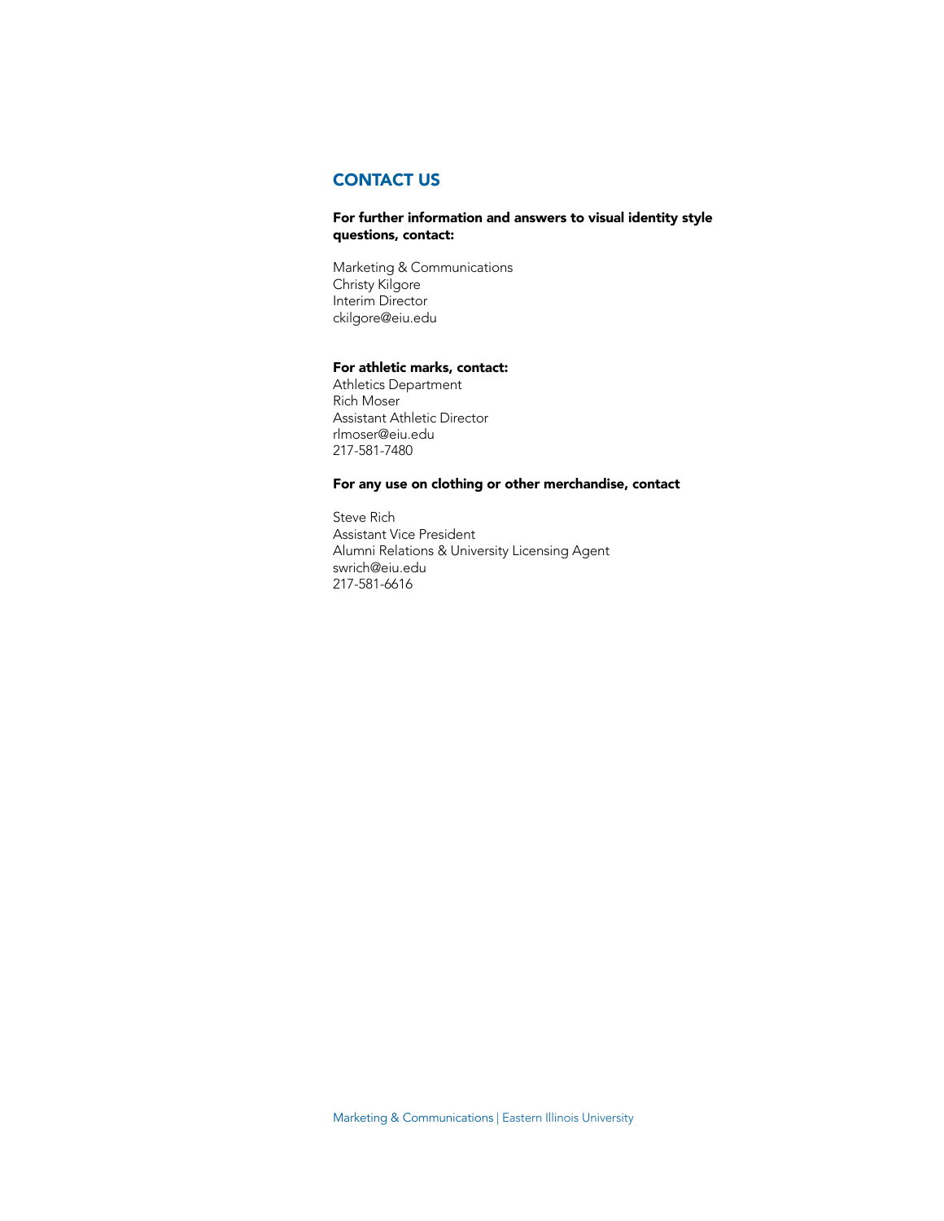## CONTACT US

**For further information and answers to visual identity style questions, contact:**

Marketing & Communications
Christy Kilgore
Interim Director
ckilgore@eiu.edu

**For athletic marks, contact:**
Athletics Department
Rich Moser
Assistant Athletic Director
rlmoser@eiu.edu
217-581-7480

**For any use on clothing or other merchandise, contact**

Steve Rich
Assistant Vice President
Alumni Relations & University Licensing Agent
swrich@eiu.edu
217-581-6616